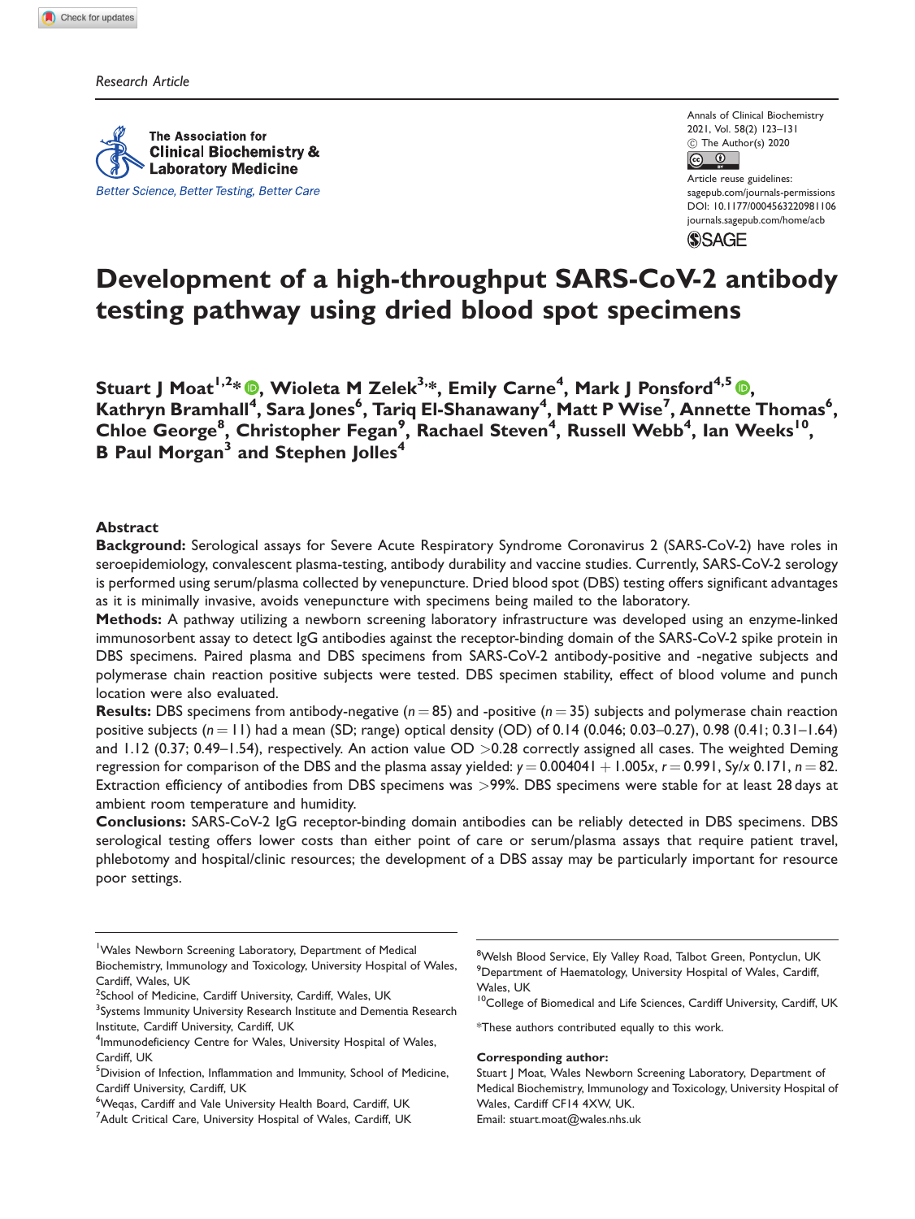Research Article

# Development of a high-throughput SARS-CoV-2 antibody testing pathway using dried blood spot specimens

**Stuart J Moat[1,2]*, Wioleta M Zelek[3,]*, Emily Carne[4], Mark J Ponsford[4,5], Kathryn Bramhall[4], Sara Jones[6], Tariq El-Shanawany[4], Matt P Wise[7], Annette Thomas[6], Chloe George[8], Christopher Fegan[9], Rachael Steven[4], Russell Webb[4], Ian Weeks[10], B Paul Morgan[3] and Stephen Jolles[4]**

## Abstract

**Background:** Serological assays for Severe Acute Respiratory Syndrome Coronavirus 2 (SARS-CoV-2) have roles in seroepidemiology, convalescent plasma-testing, antibody durability and vaccine studies. Currently, SARS-CoV-2 serology is performed using serum/plasma collected by venepuncture. Dried blood spot (DBS) testing offers significant advantages as it is minimally invasive, avoids venepuncture with specimens being mailed to the laboratory.

**Methods:** A pathway utilizing a newborn screening laboratory infrastructure was developed using an enzyme-linked immunosorbent assay to detect IgG antibodies against the receptor-binding domain of the SARS-CoV-2 spike protein in DBS specimens. Paired plasma and DBS specimens from SARS-CoV-2 antibody-positive and -negative subjects and polymerase chain reaction positive subjects were tested. DBS specimen stability, effect of blood volume and punch location were also evaluated.

**Results:** DBS specimens from antibody-negative ($n = 85$) and -positive ($n = 35$) subjects and polymerase chain reaction positive subjects ($n = 11$) had a mean (SD; range) optical density (OD) of 0.14 (0.046; 0.03–0.27), 0.98 (0.41; 0.31–1.64) and 1.12 (0.37; 0.49–1.54), respectively. An action value OD >0.28 correctly assigned all cases. The weighted Deming regression for comparison of the DBS and the plasma assay yielded: $y = 0.004041 + 1.005x$, $r = 0.991$, $Sy/x$ 0.171, $n = 82$. Extraction efficiency of antibodies from DBS specimens was >99%. DBS specimens were stable for at least 28 days at ambient room temperature and humidity.

**Conclusions:** SARS-CoV-2 IgG receptor-binding domain antibodies can be reliably detected in DBS specimens. DBS serological testing offers lower costs than either point of care or serum/plasma assays that require patient travel, phlebotomy and hospital/clinic resources; the development of a DBS assay may be particularly important for resource poor settings.

---

[1]Wales Newborn Screening Laboratory, Department of Medical Biochemistry, Immunology and Toxicology, University Hospital of Wales, Cardiff, Wales, UK
[2]School of Medicine, Cardiff University, Cardiff, Wales, UK
[3]Systems Immunity University Research Institute and Dementia Research Institute, Cardiff University, Cardiff, UK
[4]Immunodeficiency Centre for Wales, University Hospital of Wales, Cardiff, UK
[5]Division of Infection, Inflammation and Immunity, School of Medicine, Cardiff University, Cardiff, UK
[6]Weqas, Cardiff and Vale University Health Board, Cardiff, UK
[7]Adult Critical Care, University Hospital of Wales, Cardiff, UK
[8]Welsh Blood Service, Ely Valley Road, Talbot Green, Pontyclun, UK
[9]Department of Haematology, University Hospital of Wales, Cardiff, Wales, UK
[10]College of Biomedical and Life Sciences, Cardiff University, Cardiff, UK

*These authors contributed equally to this work.

**Corresponding author:**
Stuart J Moat, Wales Newborn Screening Laboratory, Department of Medical Biochemistry, Immunology and Toxicology, University Hospital of Wales, Cardiff CF14 4XW, UK.
Email: stuart.moat@wales.nhs.uk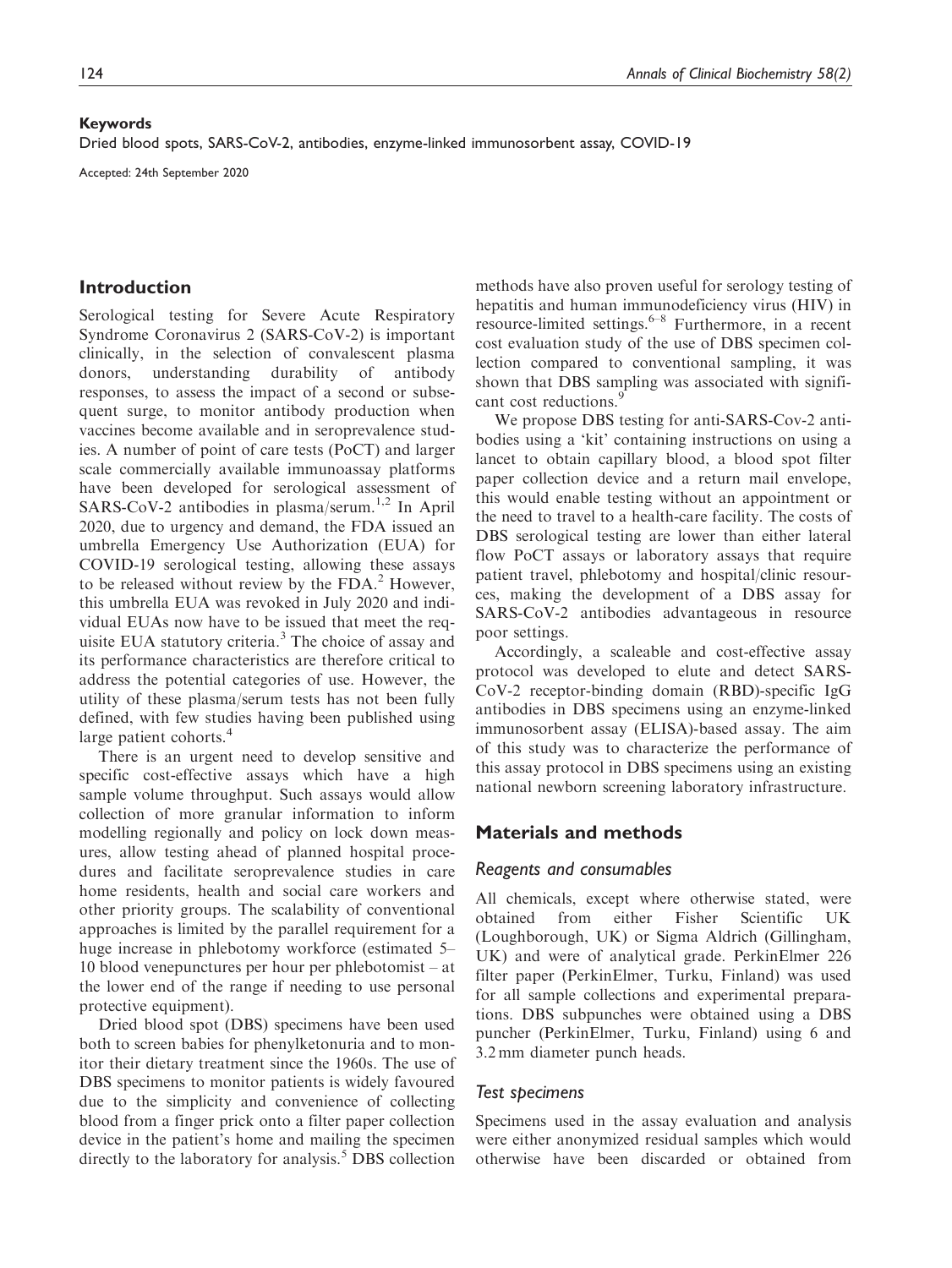**Keywords**

Dried blood spots, SARS-CoV-2, antibodies, enzyme-linked immunosorbent assay, COVID-19

Accepted: 24th September 2020

## Introduction

Serological testing for Severe Acute Respiratory Syndrome Coronavirus 2 (SARS-CoV-2) is important clinically, in the selection of convalescent plasma donors, understanding durability of antibody responses, to assess the impact of a second or subsequent surge, to monitor antibody production when vaccines become available and in seroprevalence studies. A number of point of care tests (PoCT) and larger scale commercially available immunoassay platforms have been developed for serological assessment of SARS-CoV-2 antibodies in plasma/serum.[1,2] In April 2020, due to urgency and demand, the FDA issued an umbrella Emergency Use Authorization (EUA) for COVID-19 serological testing, allowing these assays to be released without review by the FDA.[2] However, this umbrella EUA was revoked in July 2020 and individual EUAs now have to be issued that meet the requisite EUA statutory criteria.[3] The choice of assay and its performance characteristics are therefore critical to address the potential categories of use. However, the utility of these plasma/serum tests has not been fully defined, with few studies having been published using large patient cohorts.[4]

There is an urgent need to develop sensitive and specific cost-effective assays which have a high sample volume throughput. Such assays would allow collection of more granular information to inform modelling regionally and policy on lock down measures, allow testing ahead of planned hospital procedures and facilitate seroprevalence studies in care home residents, health and social care workers and other priority groups. The scalability of conventional approaches is limited by the parallel requirement for a huge increase in phlebotomy workforce (estimated 5–10 blood venepunctures per hour per phlebotomist – at the lower end of the range if needing to use personal protective equipment).

Dried blood spot (DBS) specimens have been used both to screen babies for phenylketonuria and to monitor their dietary treatment since the 1960s. The use of DBS specimens to monitor patients is widely favoured due to the simplicity and convenience of collecting blood from a finger prick onto a filter paper collection device in the patient's home and mailing the specimen directly to the laboratory for analysis.[5] DBS collection methods have also proven useful for serology testing of hepatitis and human immunodeficiency virus (HIV) in resource-limited settings.[6–8] Furthermore, in a recent cost evaluation study of the use of DBS specimen collection compared to conventional sampling, it was shown that DBS sampling was associated with significant cost reductions.[9]

We propose DBS testing for anti-SARS-Cov-2 antibodies using a 'kit' containing instructions on using a lancet to obtain capillary blood, a blood spot filter paper collection device and a return mail envelope, this would enable testing without an appointment or the need to travel to a health-care facility. The costs of DBS serological testing are lower than either lateral flow PoCT assays or laboratory assays that require patient travel, phlebotomy and hospital/clinic resources, making the development of a DBS assay for SARS-CoV-2 antibodies advantageous in resource poor settings.

Accordingly, a scaleable and cost-effective assay protocol was developed to elute and detect SARS-CoV-2 receptor-binding domain (RBD)-specific IgG antibodies in DBS specimens using an enzyme-linked immunosorbent assay (ELISA)-based assay. The aim of this study was to characterize the performance of this assay protocol in DBS specimens using an existing national newborn screening laboratory infrastructure.

## Materials and methods

### Reagents and consumables

All chemicals, except where otherwise stated, were obtained from either Fisher Scientific UK (Loughborough, UK) or Sigma Aldrich (Gillingham, UK) and were of analytical grade. PerkinElmer 226 filter paper (PerkinElmer, Turku, Finland) was used for all sample collections and experimental preparations. DBS subpunches were obtained using a DBS puncher (PerkinElmer, Turku, Finland) using 6 and 3.2 mm diameter punch heads.

### Test specimens

Specimens used in the assay evaluation and analysis were either anonymized residual samples which would otherwise have been discarded or obtained from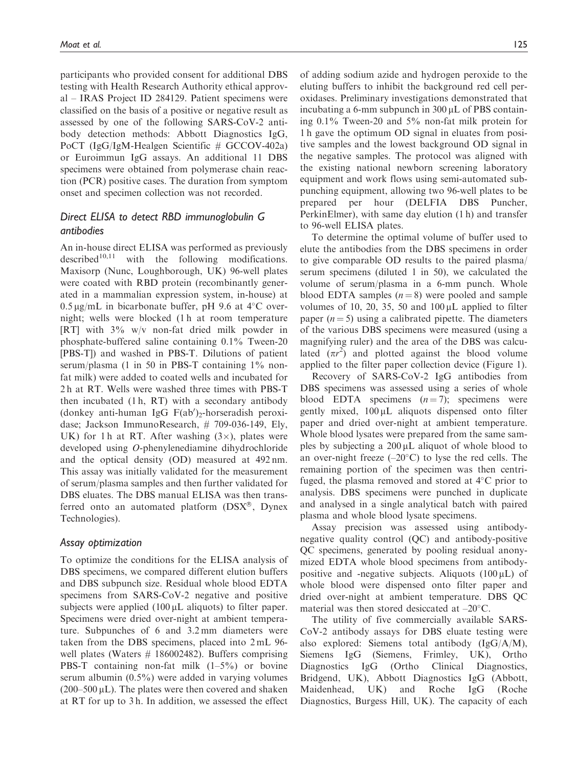participants who provided consent for additional DBS testing with Health Research Authority ethical approval – IRAS Project ID 284129. Patient specimens were classified on the basis of a positive or negative result as assessed by one of the following SARS-CoV-2 antibody detection methods: Abbott Diagnostics IgG, PoCT (IgG/IgM-Healgen Scientific # GCCOV-402a) or Euroimmun IgG assays. An additional 11 DBS specimens were obtained from polymerase chain reaction (PCR) positive cases. The duration from symptom onset and specimen collection was not recorded.

### Direct ELISA to detect RBD immunoglobulin G antibodies

An in-house direct ELISA was performed as previously described[10,11] with the following modifications. Maxisorp (Nunc, Loughborough, UK) 96-well plates were coated with RBD protein (recombinantly generated in a mammalian expression system, in-house) at 0.5 µg/mL in bicarbonate buffer, pH 9.6 at 4°C overnight; wells were blocked (1 h at room temperature [RT] with 3% w/v non-fat dried milk powder in phosphate-buffered saline containing 0.1% Tween-20 [PBS-T]) and washed in PBS-T. Dilutions of patient serum/plasma (1 in 50 in PBS-T containing 1% non-fat milk) were added to coated wells and incubated for 2 h at RT. Wells were washed three times with PBS-T then incubated (1 h, RT) with a secondary antibody (donkey anti-human IgG F(ab′)$_2$-horseradish peroxidase; Jackson ImmunoResearch, # 709-036-149, Ely, UK) for 1 h at RT. After washing (3×), plates were developed using *O*-phenylenediamine dihydrochloride and the optical density (OD) measured at 492 nm. This assay was initially validated for the measurement of serum/plasma samples and then further validated for DBS eluates. The DBS manual ELISA was then transferred onto an automated platform (DSX®, Dynex Technologies).

### Assay optimization

To optimize the conditions for the ELISA analysis of DBS specimens, we compared different elution buffers and DBS subpunch size. Residual whole blood EDTA specimens from SARS-CoV-2 negative and positive subjects were applied (100 µL aliquots) to filter paper. Specimens were dried over-night at ambient temperature. Subpunches of 6 and 3.2 mm diameters were taken from the DBS specimens, placed into 2 mL 96-well plates (Waters # 186002482). Buffers comprising PBS-T containing non-fat milk (1–5%) or bovine serum albumin (0.5%) were added in varying volumes (200–500 µL). The plates were then covered and shaken at RT for up to 3 h. In addition, we assessed the effect of adding sodium azide and hydrogen peroxide to the eluting buffers to inhibit the background red cell peroxidases. Preliminary investigations demonstrated that incubating a 6-mm subpunch in 300 µL of PBS containing 0.1% Tween-20 and 5% non-fat milk protein for 1 h gave the optimum OD signal in eluates from positive samples and the lowest background OD signal in the negative samples. The protocol was aligned with the existing national newborn screening laboratory equipment and work flows using semi-automated subpunching equipment, allowing two 96-well plates to be prepared per hour (DELFIA DBS Puncher, PerkinElmer), with same day elution (1 h) and transfer to 96-well ELISA plates.

To determine the optimal volume of buffer used to elute the antibodies from the DBS specimens in order to give comparable OD results to the paired plasma/serum specimens (diluted 1 in 50), we calculated the volume of serum/plasma in a 6-mm punch. Whole blood EDTA samples ($n = 8$) were pooled and sample volumes of 10, 20, 35, 50 and 100 µL applied to filter paper ($n = 5$) using a calibrated pipette. The diameters of the various DBS specimens were measured (using a magnifying ruler) and the area of the DBS was calculated ($\pi r^2$) and plotted against the blood volume applied to the filter paper collection device (Figure 1).

Recovery of SARS-CoV-2 IgG antibodies from DBS specimens was assessed using a series of whole blood EDTA specimens ($n = 7$); specimens were gently mixed, 100 µL aliquots dispensed onto filter paper and dried over-night at ambient temperature. Whole blood lysates were prepared from the same samples by subjecting a 200 µL aliquot of whole blood to an over-night freeze (–20°C) to lyse the red cells. The remaining portion of the specimen was then centrifuged, the plasma removed and stored at 4°C prior to analysis. DBS specimens were punched in duplicate and analysed in a single analytical batch with paired plasma and whole blood lysate specimens.

Assay precision was assessed using antibody-negative quality control (QC) and antibody-positive QC specimens, generated by pooling residual anonymized EDTA whole blood specimens from antibody-positive and -negative subjects. Aliquots (100 µL) of whole blood were dispensed onto filter paper and dried over-night at ambient temperature. DBS QC material was then stored desiccated at –20°C.

The utility of five commercially available SARS-CoV-2 antibody assays for DBS eluate testing were also explored: Siemens total antibody (IgG/A/M), Siemens IgG (Siemens, Frimley, UK), Ortho Diagnostics IgG (Ortho Clinical Diagnostics, Bridgend, UK), Abbott Diagnostics IgG (Abbott, Maidenhead, UK) and Roche IgG (Roche Diagnostics, Burgess Hill, UK). The capacity of each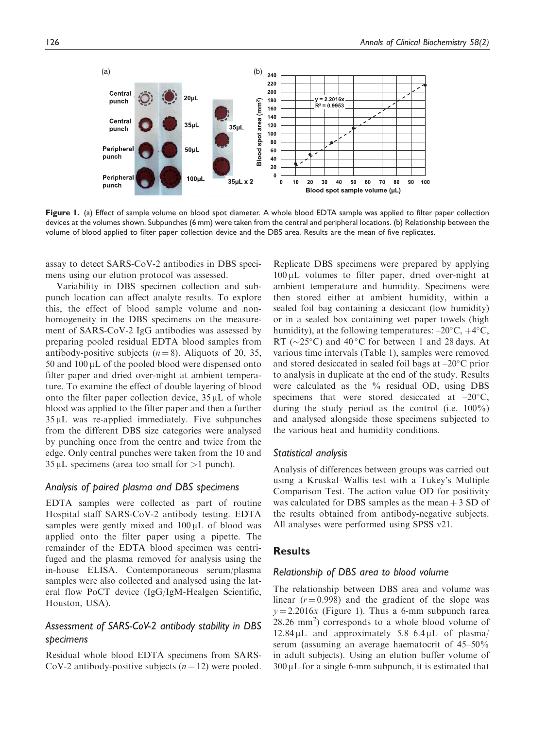Figure 1. (a) Effect of sample volume on blood spot diameter. A whole blood EDTA sample was applied to filter paper collection devices at the volumes shown. Subpunches (6 mm) were taken from the central and peripheral locations. (b) Relationship between the volume of blood applied to filter paper collection device and the DBS area. Results are the mean of five replicates.

assay to detect SARS-CoV-2 antibodies in DBS specimens using our elution protocol was assessed.

Variability in DBS specimen collection and subpunch location can affect analyte results. To explore this, the effect of blood sample volume and non-homogeneity in the DBS specimens on the measurement of SARS-CoV-2 IgG antibodies was assessed by preparing pooled residual EDTA blood samples from antibody-positive subjects ($n = 8$). Aliquots of 20, 35, 50 and 100 µL of the pooled blood were dispensed onto filter paper and dried over-night at ambient temperature. To examine the effect of double layering of blood onto the filter paper collection device, 35 µL of whole blood was applied to the filter paper and then a further 35 µL was re-applied immediately. Five subpunches from the different DBS size categories were analysed by punching once from the centre and twice from the edge. Only central punches were taken from the 10 and 35 µL specimens (area too small for >1 punch).

### Analysis of paired plasma and DBS specimens

EDTA samples were collected as part of routine Hospital staff SARS-CoV-2 antibody testing. EDTA samples were gently mixed and 100 µL of blood was applied onto the filter paper using a pipette. The remainder of the EDTA blood specimen was centrifuged and the plasma removed for analysis using the in-house ELISA. Contemporaneous serum/plasma samples were also collected and analysed using the lateral flow PoCT device (IgG/IgM-Healgen Scientific, Houston, USA).

### Assessment of SARS-CoV-2 antibody stability in DBS specimens

Residual whole blood EDTA specimens from SARS-CoV-2 antibody-positive subjects ($n = 12$) were pooled. Replicate DBS specimens were prepared by applying 100 µL volumes to filter paper, dried over-night at ambient temperature and humidity. Specimens were then stored either at ambient humidity, within a sealed foil bag containing a desiccant (low humidity) or in a sealed box containing wet paper towels (high humidity), at the following temperatures: –20°C, +4°C, RT (~25°C) and 40°C for between 1 and 28 days. At various time intervals (Table 1), samples were removed and stored desiccated in sealed foil bags at –20°C prior to analysis in duplicate at the end of the study. Results were calculated as the % residual OD, using DBS specimens that were stored desiccated at –20°C, during the study period as the control (i.e. 100%) and analysed alongside those specimens subjected to the various heat and humidity conditions.

### Statistical analysis

Analysis of differences between groups was carried out using a Kruskal–Wallis test with a Tukey's Multiple Comparison Test. The action value OD for positivity was calculated for DBS samples as the mean + 3 SD of the results obtained from antibody-negative subjects. All analyses were performed using SPSS v21.

## Results

### Relationship of DBS area to blood volume

The relationship between DBS area and volume was linear ($r = 0.998$) and the gradient of the slope was $y = 2.2016x$ (Figure 1). Thus a 6-mm subpunch (area 28.26 mm$^2$) corresponds to a whole blood volume of 12.84 µL and approximately 5.8–6.4 µL of plasma/serum (assuming an average haematocrit of 45–50% in adult subjects). Using an elution buffer volume of 300 µL for a single 6-mm subpunch, it is estimated that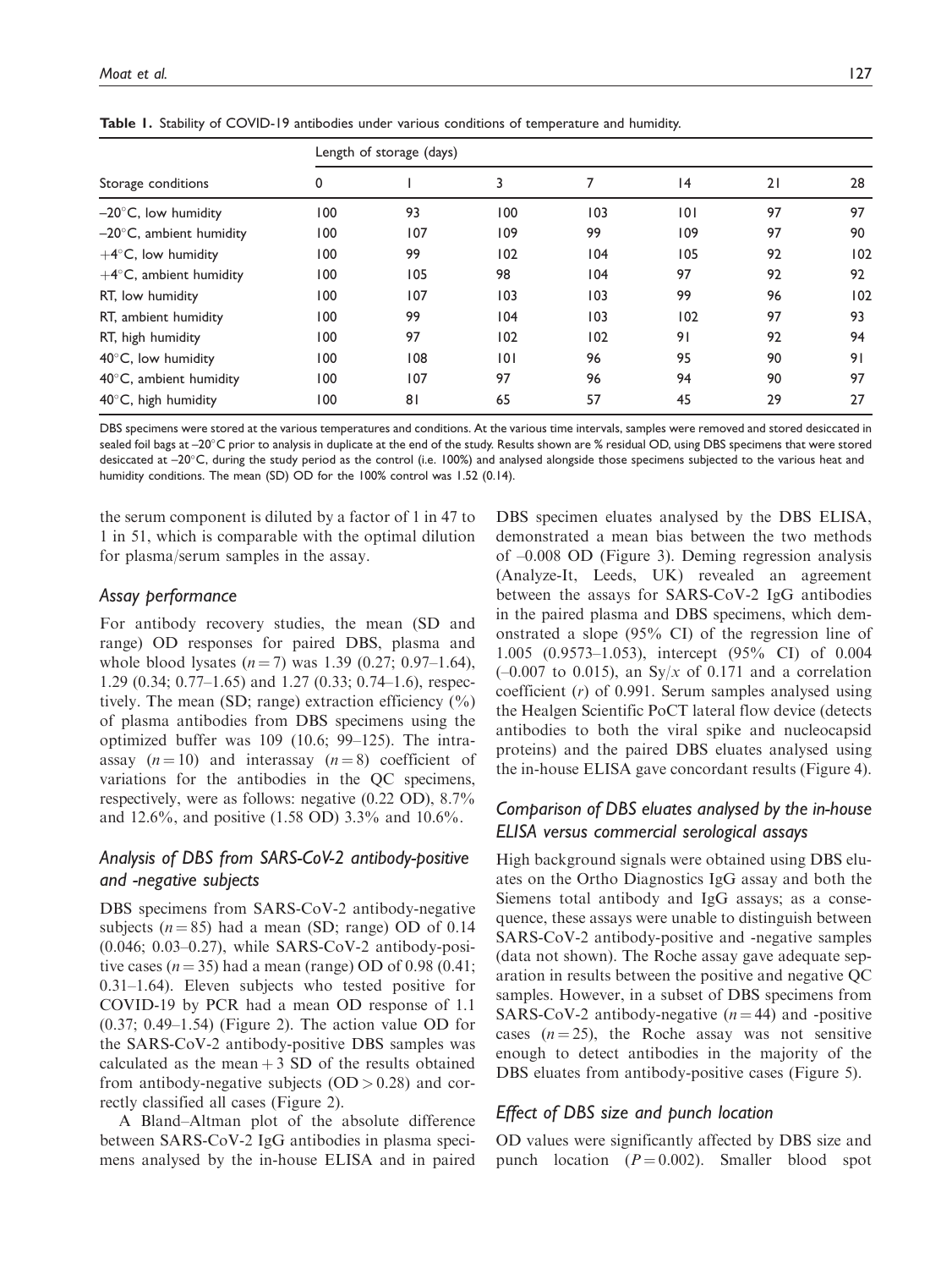**Table 1.** Stability of COVID-19 antibodies under various conditions of temperature and humidity.

| Storage conditions | Length of storage (days) | | | | | | |
|---|---|---|---|---|---|---|---|
| | 0 | 1 | 3 | 7 | 14 | 21 | 28 |
| –20°C, low humidity | 100 | 93 | 100 | 103 | 101 | 97 | 97 |
| –20°C, ambient humidity | 100 | 107 | 109 | 99 | 109 | 97 | 90 |
| +4°C, low humidity | 100 | 99 | 102 | 104 | 105 | 92 | 102 |
| +4°C, ambient humidity | 100 | 105 | 98 | 104 | 97 | 92 | 92 |
| RT, low humidity | 100 | 107 | 103 | 103 | 99 | 96 | 102 |
| RT, ambient humidity | 100 | 99 | 104 | 103 | 102 | 97 | 93 |
| RT, high humidity | 100 | 97 | 102 | 102 | 91 | 92 | 94 |
| 40°C, low humidity | 100 | 108 | 101 | 96 | 95 | 90 | 91 |
| 40°C, ambient humidity | 100 | 107 | 97 | 96 | 94 | 90 | 97 |
| 40°C, high humidity | 100 | 81 | 65 | 57 | 45 | 29 | 27 |

DBS specimens were stored at the various temperatures and conditions. At the various time intervals, samples were removed and stored desiccated in sealed foil bags at –20°C prior to analysis in duplicate at the end of the study. Results shown are % residual OD, using DBS specimens that were stored desiccated at –20°C, during the study period as the control (i.e. 100%) and analysed alongside those specimens subjected to the various heat and humidity conditions. The mean (SD) OD for the 100% control was 1.52 (0.14).

the serum component is diluted by a factor of 1 in 47 to 1 in 51, which is comparable with the optimal dilution for plasma/serum samples in the assay.

### *Assay performance*

For antibody recovery studies, the mean (SD and range) OD responses for paired DBS, plasma and whole blood lysates ($n = 7$) was 1.39 (0.27; 0.97–1.64), 1.29 (0.34; 0.77–1.65) and 1.27 (0.33; 0.74–1.6), respectively. The mean (SD; range) extraction efficiency (%) of plasma antibodies from DBS specimens using the optimized buffer was 109 (10.6; 99–125). The intra-assay ($n = 10$) and interassay ($n = 8$) coefficient of variations for the antibodies in the QC specimens, respectively, were as follows: negative (0.22 OD), 8.7% and 12.6%, and positive (1.58 OD) 3.3% and 10.6%.

### *Analysis of DBS from SARS-CoV-2 antibody-positive and -negative subjects*

DBS specimens from SARS-CoV-2 antibody-negative subjects ($n = 85$) had a mean (SD; range) OD of 0.14 (0.046; 0.03–0.27), while SARS-CoV-2 antibody-positive cases ($n = 35$) had a mean (range) OD of 0.98 (0.41; 0.31–1.64). Eleven subjects who tested positive for COVID-19 by PCR had a mean OD response of 1.1 (0.37; 0.49–1.54) (Figure 2). The action value OD for the SARS-CoV-2 antibody-positive DBS samples was calculated as the mean + 3 SD of the results obtained from antibody-negative subjects (OD > 0.28) and correctly classified all cases (Figure 2).

A Bland–Altman plot of the absolute difference between SARS-CoV-2 IgG antibodies in plasma specimens analysed by the in-house ELISA and in paired DBS specimen eluates analysed by the DBS ELISA, demonstrated a mean bias between the two methods of –0.008 OD (Figure 3). Deming regression analysis (Analyze-It, Leeds, UK) revealed an agreement between the assays for SARS-CoV-2 IgG antibodies in the paired plasma and DBS specimens, which demonstrated a slope (95% CI) of the regression line of 1.005 (0.9573–1.053), intercept (95% CI) of 0.004 (–0.007 to 0.015), an $Sy/x$ of 0.171 and a correlation coefficient ($r$) of 0.991. Serum samples analysed using the Healgen Scientific PoCT lateral flow device (detects antibodies to both the viral spike and nucleocapsid proteins) and the paired DBS eluates analysed using the in-house ELISA gave concordant results (Figure 4).

### *Comparison of DBS eluates analysed by the in-house ELISA versus commercial serological assays*

High background signals were obtained using DBS eluates on the Ortho Diagnostics IgG assay and both the Siemens total antibody and IgG assays; as a consequence, these assays were unable to distinguish between SARS-CoV-2 antibody-positive and -negative samples (data not shown). The Roche assay gave adequate separation in results between the positive and negative QC samples. However, in a subset of DBS specimens from SARS-CoV-2 antibody-negative ($n = 44$) and -positive cases ($n = 25$), the Roche assay was not sensitive enough to detect antibodies in the majority of the DBS eluates from antibody-positive cases (Figure 5).

### *Effect of DBS size and punch location*

OD values were significantly affected by DBS size and punch location ($P = 0.002$). Smaller blood spot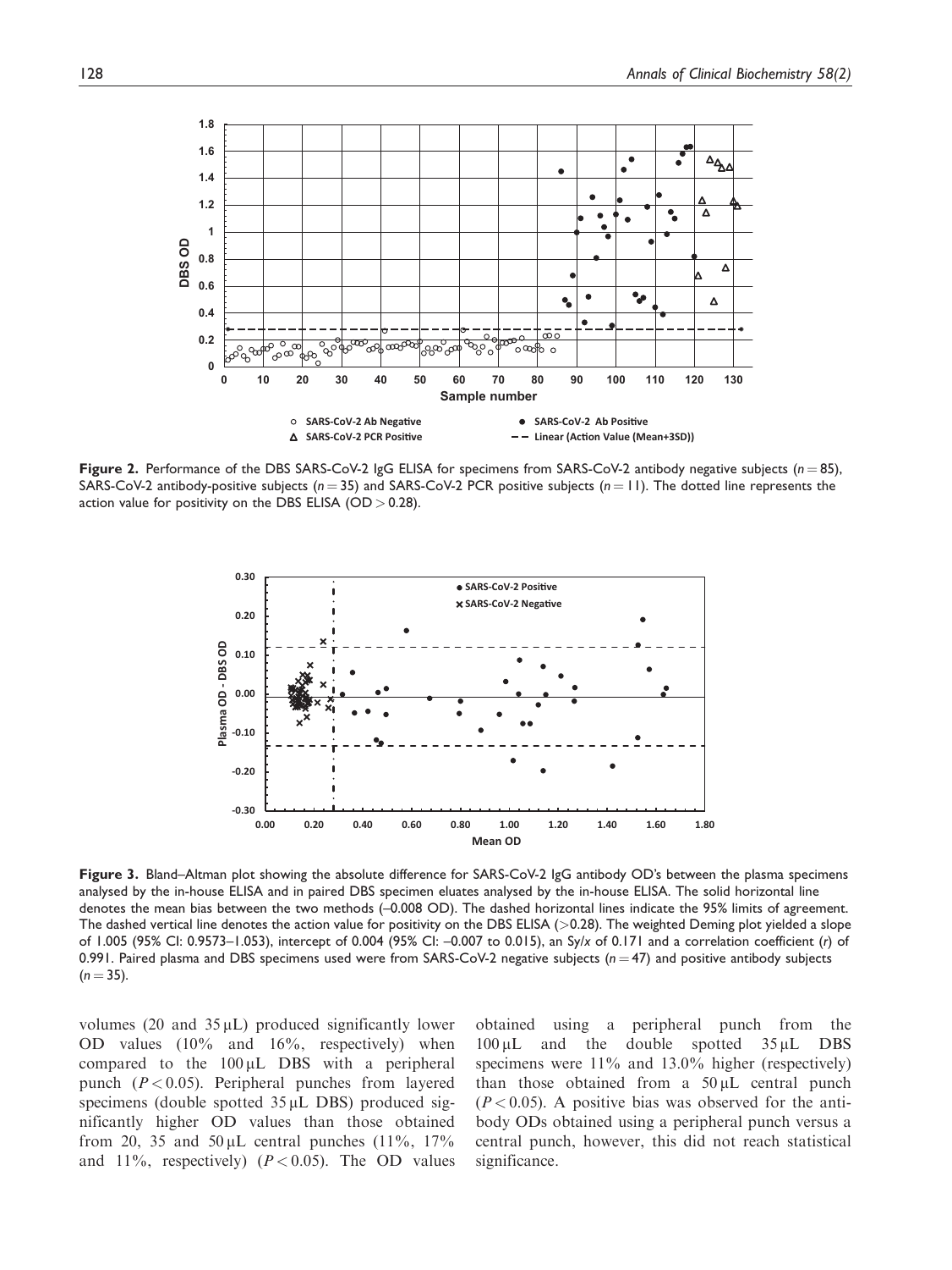**Figure 2.** Performance of the DBS SARS-CoV-2 IgG ELISA for specimens from SARS-CoV-2 antibody negative subjects ($n = 85$), SARS-CoV-2 antibody-positive subjects ($n = 35$) and SARS-CoV-2 PCR positive subjects ($n = 11$). The dotted line represents the action value for positivity on the DBS ELISA (OD > 0.28).

**Figure 3.** Bland–Altman plot showing the absolute difference for SARS-CoV-2 IgG antibody OD's between the plasma specimens analysed by the in-house ELISA and in paired DBS specimen eluates analysed by the in-house ELISA. The solid horizontal line denotes the mean bias between the two methods (–0.008 OD). The dashed horizontal lines indicate the 95% limits of agreement. The dashed vertical line denotes the action value for positivity on the DBS ELISA (>0.28). The weighted Deming plot yielded a slope of 1.005 (95% CI: 0.9573–1.053), intercept of 0.004 (95% CI: –0.007 to 0.015), an $Sy/x$ of 0.171 and a correlation coefficient ($r$) of 0.991. Paired plasma and DBS specimens used were from SARS-CoV-2 negative subjects ($n = 47$) and positive antibody subjects ($n = 35$).

volumes (20 and 35 µL) produced significantly lower OD values (10% and 16%, respectively) when compared to the 100 µL DBS with a peripheral punch ($P < 0.05$). Peripheral punches from layered specimens (double spotted 35 µL DBS) produced significantly higher OD values than those obtained from 20, 35 and 50 µL central punches (11%, 17% and 11%, respectively) ($P < 0.05$). The OD values obtained using a peripheral punch from the 100 µL and the double spotted 35 µL DBS specimens were 11% and 13.0% higher (respectively) than those obtained from a 50 µL central punch ($P < 0.05$). A positive bias was observed for the antibody ODs obtained using a peripheral punch versus a central punch, however, this did not reach statistical significance.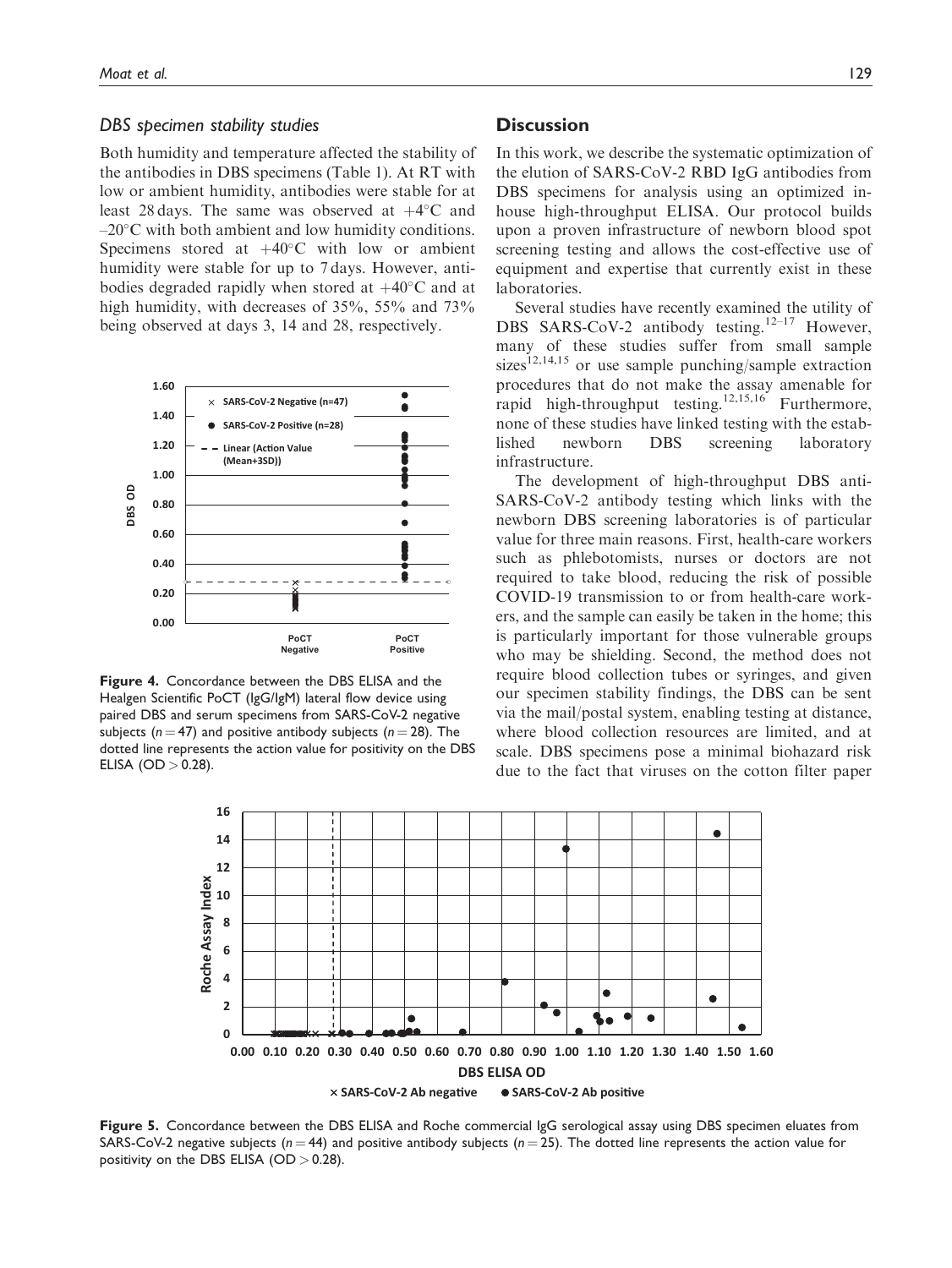### DBS specimen stability studies

Both humidity and temperature affected the stability of the antibodies in DBS specimens (Table 1). At RT with low or ambient humidity, antibodies were stable for at least 28 days. The same was observed at +4°C and –20°C with both ambient and low humidity conditions. Specimens stored at +40°C with low or ambient humidity were stable for up to 7 days. However, antibodies degraded rapidly when stored at +40°C and at high humidity, with decreases of 35%, 55% and 73% being observed at days 3, 14 and 28, respectively.

**Figure 4.** Concordance between the DBS ELISA and the Healgen Scientific PoCT (IgG/IgM) lateral flow device using paired DBS and serum specimens from SARS-CoV-2 negative subjects ($n = 47$) and positive antibody subjects ($n = 28$). The dotted line represents the action value for positivity on the DBS ELISA (OD > 0.28).

## Discussion

In this work, we describe the systematic optimization of the elution of SARS-CoV-2 RBD IgG antibodies from DBS specimens for analysis using an optimized in-house high-throughput ELISA. Our protocol builds upon a proven infrastructure of newborn blood spot screening testing and allows the cost-effective use of equipment and expertise that currently exist in these laboratories.

Several studies have recently examined the utility of DBS SARS-CoV-2 antibody testing.[12–17] However, many of these studies suffer from small sample sizes[12,14,15] or use sample punching/sample extraction procedures that do not make the assay amenable for rapid high-throughput testing.[12,15,16] Furthermore, none of these studies have linked testing with the established newborn DBS screening laboratory infrastructure.

The development of high-throughput DBS anti-SARS-CoV-2 antibody testing which links with the newborn DBS screening laboratories is of particular value for three main reasons. First, health-care workers such as phlebotomists, nurses or doctors are not required to take blood, reducing the risk of possible COVID-19 transmission to or from health-care workers, and the sample can easily be taken in the home; this is particularly important for those vulnerable groups who may be shielding. Second, the method does not require blood collection tubes or syringes, and given our specimen stability findings, the DBS can be sent via the mail/postal system, enabling testing at distance, where blood collection resources are limited, and at scale. DBS specimens pose a minimal biohazard risk due to the fact that viruses on the cotton filter paper

**Figure 5.** Concordance between the DBS ELISA and Roche commercial IgG serological assay using DBS specimen eluates from SARS-CoV-2 negative subjects ($n = 44$) and positive antibody subjects ($n = 25$). The dotted line represents the action value for positivity on the DBS ELISA (OD > 0.28).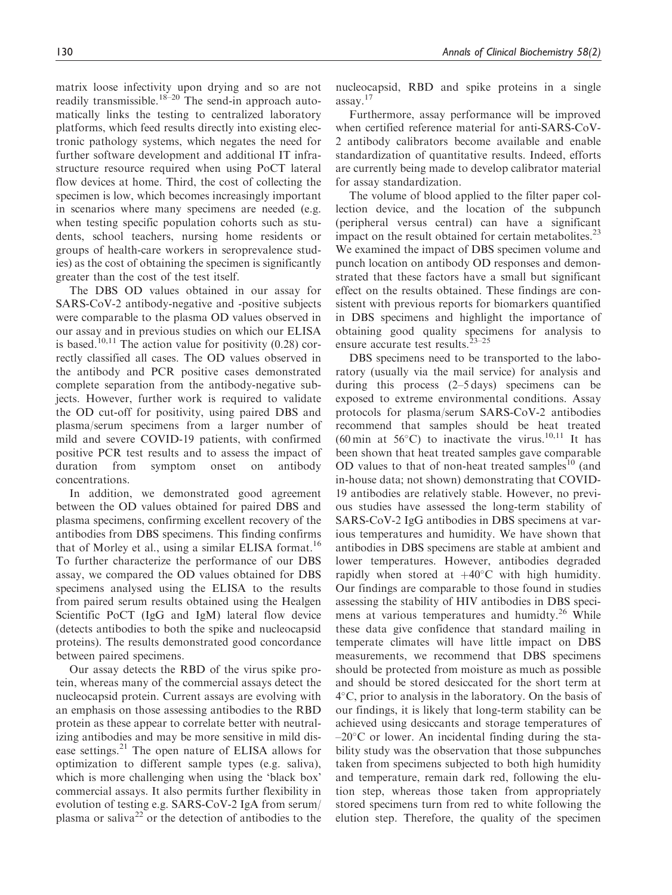matrix loose infectivity upon drying and so are not readily transmissible.[18–20] The send-in approach automatically links the testing to centralized laboratory platforms, which feed results directly into existing electronic pathology systems, which negates the need for further software development and additional IT infrastructure resource required when using PoCT lateral flow devices at home. Third, the cost of collecting the specimen is low, which becomes increasingly important in scenarios where many specimens are needed (e.g. when testing specific population cohorts such as students, school teachers, nursing home residents or groups of health-care workers in seroprevalence studies) as the cost of obtaining the specimen is significantly greater than the cost of the test itself.

The DBS OD values obtained in our assay for SARS-CoV-2 antibody-negative and -positive subjects were comparable to the plasma OD values observed in our assay and in previous studies on which our ELISA is based.[10,11] The action value for positivity (0.28) correctly classified all cases. The OD values observed in the antibody and PCR positive cases demonstrated complete separation from the antibody-negative subjects. However, further work is required to validate the OD cut-off for positivity, using paired DBS and plasma/serum specimens from a larger number of mild and severe COVID-19 patients, with confirmed positive PCR test results and to assess the impact of duration from symptom onset on antibody concentrations.

In addition, we demonstrated good agreement between the OD values obtained for paired DBS and plasma specimens, confirming excellent recovery of the antibodies from DBS specimens. This finding confirms that of Morley et al., using a similar ELISA format.[16] To further characterize the performance of our DBS assay, we compared the OD values obtained for DBS specimens analysed using the ELISA to the results from paired serum results obtained using the Healgen Scientific PoCT (IgG and IgM) lateral flow device (detects antibodies to both the spike and nucleocapsid proteins). The results demonstrated good concordance between paired specimens.

Our assay detects the RBD of the virus spike protein, whereas many of the commercial assays detect the nucleocapsid protein. Current assays are evolving with an emphasis on those assessing antibodies to the RBD protein as these appear to correlate better with neutralizing antibodies and may be more sensitive in mild disease settings.[21] The open nature of ELISA allows for optimization to different sample types (e.g. saliva), which is more challenging when using the 'black box' commercial assays. It also permits further flexibility in evolution of testing e.g. SARS-CoV-2 IgA from serum/plasma or saliva[22] or the detection of antibodies to the nucleocapsid, RBD and spike proteins in a single assay.[17]

Furthermore, assay performance will be improved when certified reference material for anti-SARS-CoV-2 antibody calibrators become available and enable standardization of quantitative results. Indeed, efforts are currently being made to develop calibrator material for assay standardization.

The volume of blood applied to the filter paper collection device, and the location of the subpunch (peripheral versus central) can have a significant impact on the result obtained for certain metabolites.[23] We examined the impact of DBS specimen volume and punch location on antibody OD responses and demonstrated that these factors have a small but significant effect on the results obtained. These findings are consistent with previous reports for biomarkers quantified in DBS specimens and highlight the importance of obtaining good quality specimens for analysis to ensure accurate test results.[23–25]

DBS specimens need to be transported to the laboratory (usually via the mail service) for analysis and during this process (2–5 days) specimens can be exposed to extreme environmental conditions. Assay protocols for plasma/serum SARS-CoV-2 antibodies recommend that samples should be heat treated (60 min at 56°C) to inactivate the virus.[10,11] It has been shown that heat treated samples gave comparable OD values to that of non-heat treated samples[10] (and in-house data; not shown) demonstrating that COVID-19 antibodies are relatively stable. However, no previous studies have assessed the long-term stability of SARS-CoV-2 IgG antibodies in DBS specimens at various temperatures and humidity. We have shown that antibodies in DBS specimens are stable at ambient and lower temperatures. However, antibodies degraded rapidly when stored at +40°C with high humidity. Our findings are comparable to those found in studies assessing the stability of HIV antibodies in DBS specimens at various temperatures and humidty.[26] While these data give confidence that standard mailing in temperate climates will have little impact on DBS measurements, we recommend that DBS specimens should be protected from moisture as much as possible and should be stored desiccated for the short term at 4°C, prior to analysis in the laboratory. On the basis of our findings, it is likely that long-term stability can be achieved using desiccants and storage temperatures of –20°C or lower. An incidental finding during the stability study was the observation that those subpunches taken from specimens subjected to both high humidity and temperature, remain dark red, following the elution step, whereas those taken from appropriately stored specimens turn from red to white following the elution step. Therefore, the quality of the specimen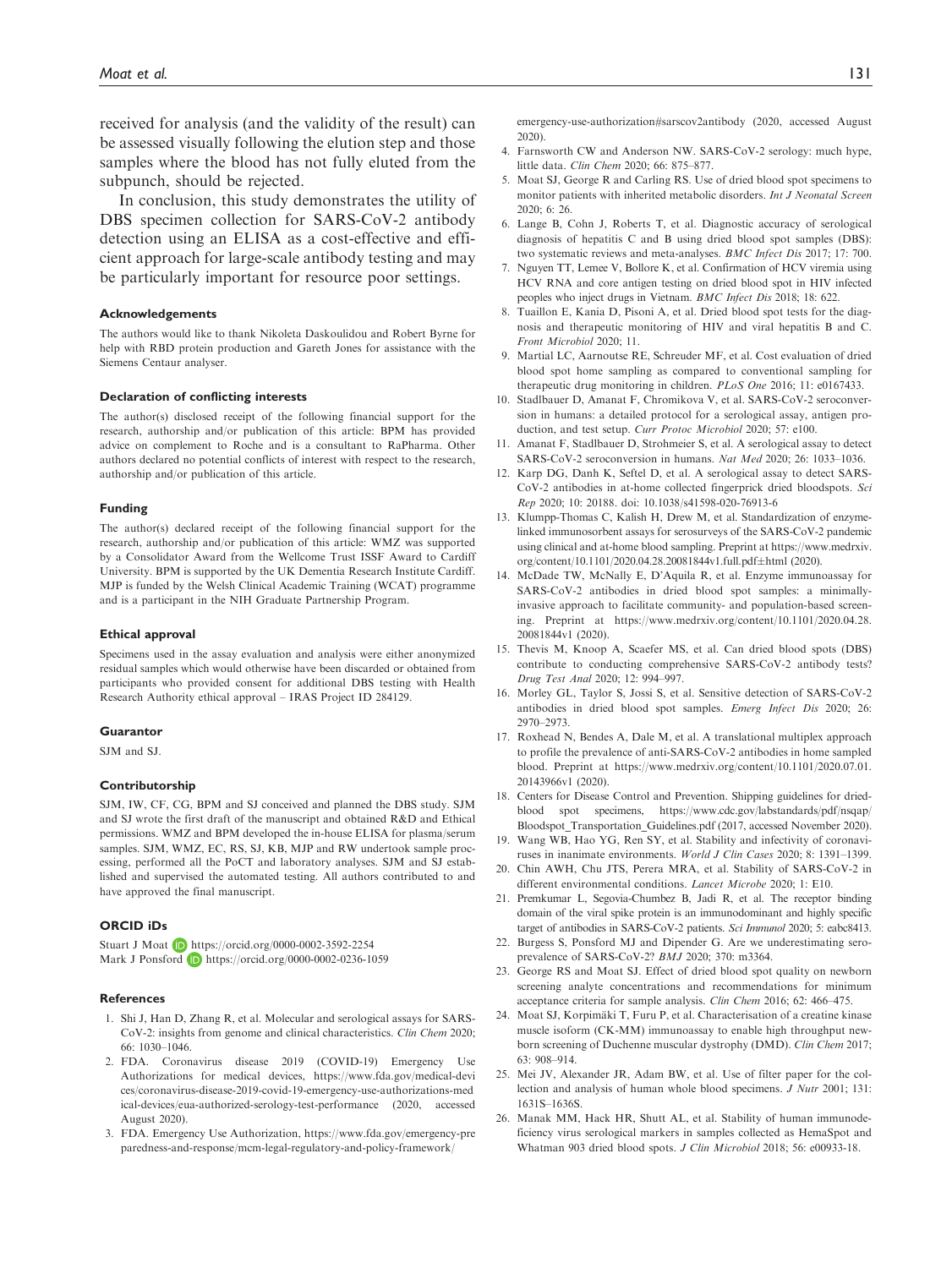received for analysis (and the validity of the result) can be assessed visually following the elution step and those samples where the blood has not fully eluted from the subpunch, should be rejected.

In conclusion, this study demonstrates the utility of DBS specimen collection for SARS-CoV-2 antibody detection using an ELISA as a cost-effective and efficient approach for large-scale antibody testing and may be particularly important for resource poor settings.

### Acknowledgements

The authors would like to thank Nikoleta Daskoulidou and Robert Byrne for help with RBD protein production and Gareth Jones for assistance with the Siemens Centaur analyser.

### Declaration of conflicting interests

The author(s) disclosed receipt of the following financial support for the research, authorship and/or publication of this article: BPM has provided advice on complement to Roche and is a consultant to RaPharma. Other authors declared no potential conflicts of interest with respect to the research, authorship and/or publication of this article.

### Funding

The author(s) declared receipt of the following financial support for the research, authorship and/or publication of this article: WMZ was supported by a Consolidator Award from the Wellcome Trust ISSF Award to Cardiff University. BPM is supported by the UK Dementia Research Institute Cardiff. MJP is funded by the Welsh Clinical Academic Training (WCAT) programme and is a participant in the NIH Graduate Partnership Program.

### Ethical approval

Specimens used in the assay evaluation and analysis were either anonymized residual samples which would otherwise have been discarded or obtained from participants who provided consent for additional DBS testing with Health Research Authority ethical approval – IRAS Project ID 284129.

### Guarantor

SJM and SJ.

### Contributorship

SJM, IW, CF, CG, BPM and SJ conceived and planned the DBS study. SJM and SJ wrote the first draft of the manuscript and obtained R&D and Ethical permissions. WMZ and BPM developed the in-house ELISA for plasma/serum samples. SJM, WMZ, EC, RS, SJ, KB, MJP and RW undertook sample processing, performed all the PoCT and laboratory analyses. SJM and SJ established and supervised the automated testing. All authors contributed to and have approved the final manuscript.

### ORCID iDs

Stuart J Moat https://orcid.org/0000-0002-3592-2254
Mark J Ponsford https://orcid.org/0000-0002-0236-1059

### References

1. Shi J, Han D, Zhang R, et al. Molecular and serological assays for SARS-CoV-2: insights from genome and clinical characteristics. *Clin Chem* 2020; 66: 1030–1046.
2. FDA. Coronavirus disease 2019 (COVID-19) Emergency Use Authorizations for medical devices, https://www.fda.gov/medical-devices/coronavirus-disease-2019-covid-19-emergency-use-authorizations-medical-devices/eua-authorized-serology-test-performance (2020, accessed August 2020).
3. FDA. Emergency Use Authorization, https://www.fda.gov/emergency-preparedness-and-response/mcm-legal-regulatory-and-policy-framework/emergency-use-authorization#sarscov2antibody (2020, accessed August 2020).
4. Farnsworth CW and Anderson NW. SARS-CoV-2 serology: much hype, little data. *Clin Chem* 2020; 66: 875–877.
5. Moat SJ, George R and Carling RS. Use of dried blood spot specimens to monitor patients with inherited metabolic disorders. *Int J Neonatal Screen* 2020; 6: 26.
6. Lange B, Cohn J, Roberts T, et al. Diagnostic accuracy of serological diagnosis of hepatitis C and B using dried blood spot samples (DBS): two systematic reviews and meta-analyses. *BMC Infect Dis* 2017; 17: 700.
7. Nguyen TT, Lemee V, Bollore K, et al. Confirmation of HCV viremia using HCV RNA and core antigen testing on dried blood spot in HIV infected peoples who inject drugs in Vietnam. *BMC Infect Dis* 2018; 18: 622.
8. Tuaillon E, Kania D, Pisoni A, et al. Dried blood spot tests for the diagnosis and therapeutic monitoring of HIV and viral hepatitis B and C. *Front Microbiol* 2020; 11.
9. Martial LC, Aarnoutse RE, Schreuder MF, et al. Cost evaluation of dried blood spot home sampling as compared to conventional sampling for therapeutic drug monitoring in children. *PLoS One* 2016; 11: e0167433.
10. Stadlbauer D, Amanat F, Chromikova V, et al. SARS-CoV-2 seroconversion in humans: a detailed protocol for a serological assay, antigen production, and test setup. *Curr Protoc Microbiol* 2020; 57: e100.
11. Amanat F, Stadlbauer D, Strohmeier S, et al. A serological assay to detect SARS-CoV-2 seroconversion in humans. *Nat Med* 2020; 26: 1033–1036.
12. Karp DG, Danh K, Seftel D, et al. A serological assay to detect SARS-CoV-2 antibodies in at-home collected fingerprick dried bloodspots. *Sci Rep* 2020; 10: 20188. doi: 10.1038/s41598-020-76913-6
13. Klumpp-Thomas C, Kalish H, Drew M, et al. Standardization of enzyme-linked immunosorbent assays for serosurveys of the SARS-CoV-2 pandemic using clinical and at-home blood sampling. Preprint at https://www.medrxiv.org/content/10.1101/2020.04.28.20081844v1.full.pdf±html (2020).
14. McDade TW, McNally E, D'Aquila R, et al. Enzyme immunoassay for SARS-CoV-2 antibodies in dried blood spot samples: a minimally-invasive approach to facilitate community- and population-based screening. Preprint at https://www.medrxiv.org/content/10.1101/2020.04.28.20081844v1 (2020).
15. Thevis M, Knoop A, Scaefer MS, et al. Can dried blood spots (DBS) contribute to conducting comprehensive SARS-CoV-2 antibody tests? *Drug Test Anal* 2020; 12: 994–997.
16. Morley GL, Taylor S, Jossi S, et al. Sensitive detection of SARS-CoV-2 antibodies in dried blood spot samples. *Emerg Infect Dis* 2020; 26: 2970–2973.
17. Roxhead N, Bendes A, Dale M, et al. A translational multiplex approach to profile the prevalence of anti-SARS-CoV-2 antibodies in home sampled blood. Preprint at https://www.medrxiv.org/content/10.1101/2020.07.01.20143966v1 (2020).
18. Centers for Disease Control and Prevention. Shipping guidelines for dried-blood spot specimens, https://www.cdc.gov/labstandards/pdf/nsqap/Bloodspot_Transportation_Guidelines.pdf (2017, accessed November 2020).
19. Wang WB, Hao YG, Ren SY, et al. Stability and infectivity of coronaviruses in inanimate environments. *World J Clin Cases* 2020; 8: 1391–1399.
20. Chin AWH, Chu JTS, Perera MRA, et al. Stability of SARS-CoV-2 in different environmental conditions. *Lancet Microbe* 2020; 1: E10.
21. Premkumar L, Segovia-Chumbez B, Jadi R, et al. The receptor binding domain of the viral spike protein is an immunodominant and highly specific target of antibodies in SARS-CoV-2 patients. *Sci Immunol* 2020; 5: eabc8413.
22. Burgess S, Ponsford MJ and Dipender G. Are we underestimating seroprevalence of SARS-CoV-2? *BMJ* 2020; 370: m3364.
23. George RS and Moat SJ. Effect of dried blood spot quality on newborn screening analyte concentrations and recommendations for minimum acceptance criteria for sample analysis. *Clin Chem* 2016; 62: 466–475.
24. Moat SJ, Korpimäki T, Furu P, et al. Characterisation of a creatine kinase muscle isoform (CK-MM) immunoassay to enable high throughput newborn screening of Duchenne muscular dystrophy (DMD). *Clin Chem* 2017; 63: 908–914.
25. Mei JV, Alexander JR, Adam BW, et al. Use of filter paper for the collection and analysis of human whole blood specimens. *J Nutr* 2001; 131: 1631S–1636S.
26. Manak MM, Hack HR, Shutt AL, et al. Stability of human immunodeficiency virus serological markers in samples collected as HemaSpot and Whatman 903 dried blood spots. *J Clin Microbiol* 2018; 56: e00933-18.